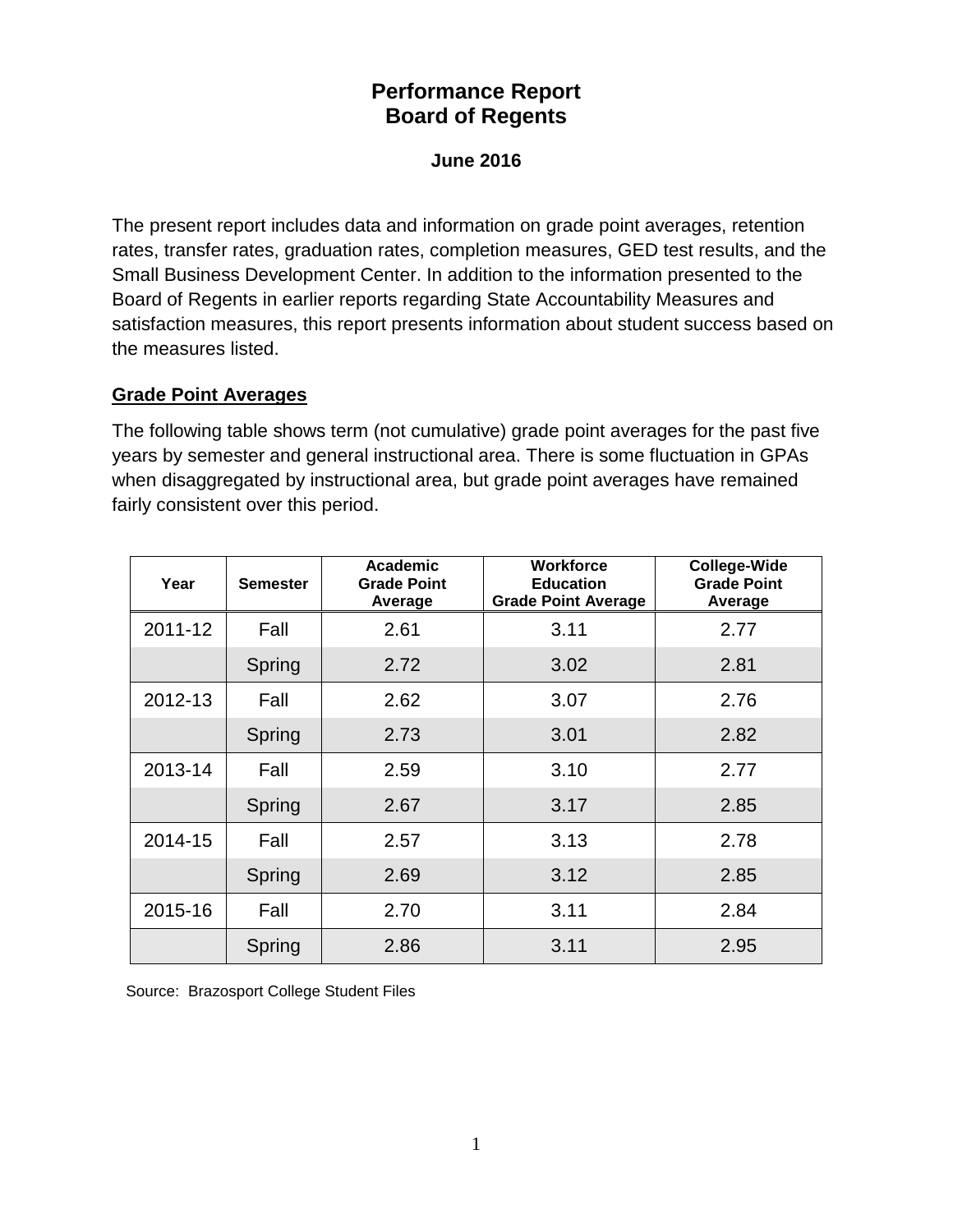# Performance Report
# Board of Regents

### June 2016

The present report includes data and information on grade point averages, retention rates, transfer rates, graduation rates, completion measures, GED test results, and the Small Business Development Center. In addition to the information presented to the Board of Regents in earlier reports regarding State Accountability Measures and satisfaction measures, this report presents information about student success based on the measures listed.

## Grade Point Averages

The following table shows term (not cumulative) grade point averages for the past five years by semester and general instructional area. There is some fluctuation in GPAs when disaggregated by instructional area, but grade point averages have remained fairly consistent over this period.

| Year | Semester | Academic Grade Point Average | Workforce Education Grade Point Average | College-Wide Grade Point Average |
|---|---|---|---|---|
| 2011-12 | Fall | 2.61 | 3.11 | 2.77 |
| | Spring | 2.72 | 3.02 | 2.81 |
| 2012-13 | Fall | 2.62 | 3.07 | 2.76 |
| | Spring | 2.73 | 3.01 | 2.82 |
| 2013-14 | Fall | 2.59 | 3.10 | 2.77 |
| | Spring | 2.67 | 3.17 | 2.85 |
| 2014-15 | Fall | 2.57 | 3.13 | 2.78 |
| | Spring | 2.69 | 3.12 | 2.85 |
| 2015-16 | Fall | 2.70 | 3.11 | 2.84 |
| | Spring | 2.86 | 3.11 | 2.95 |

Source: Brazosport College Student Files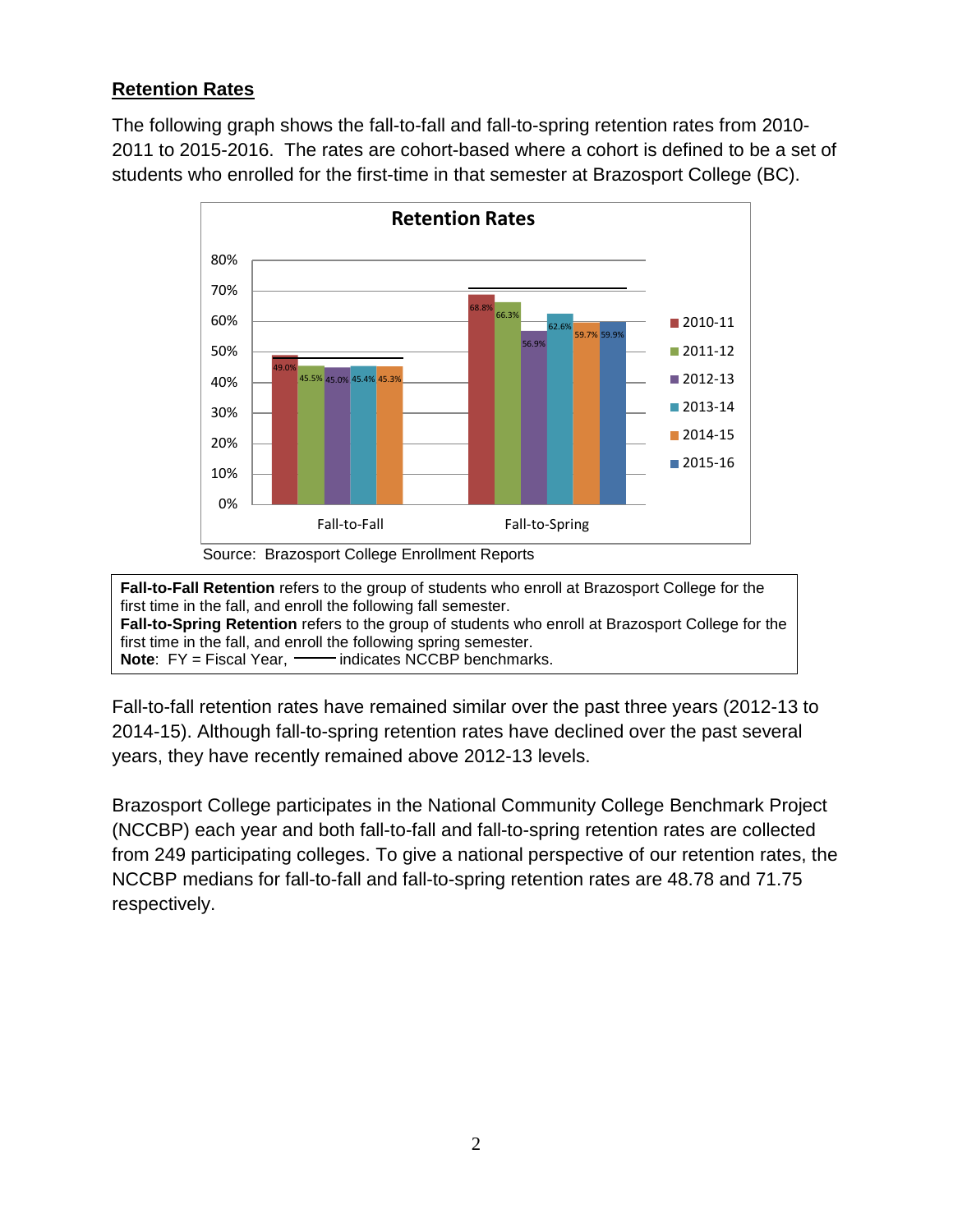## Retention Rates

The following graph shows the fall-to-fall and fall-to-spring retention rates from 2010-2011 to 2015-2016. The rates are cohort-based where a cohort is defined to be a set of students who enrolled for the first-time in that semester at Brazosport College (BC).

Retention Rates

80%
70%
60%
50%
40%
30%
20%
10%
0%

Fall-to-Fall: 49.0% 45.5% 45.0% 45.4% 45.3%

Fall-to-Spring: 68.8% 66.3% 56.9% 62.6% 59.7% 59.9%

2010-11
2011-12
2012-13
2013-14
2014-15
2015-16

Source: Brazosport College Enrollment Reports

**Fall-to-Fall Retention** refers to the group of students who enroll at Brazosport College for the first time in the fall, and enroll the following fall semester.
**Fall-to-Spring Retention** refers to the group of students who enroll at Brazosport College for the first time in the fall, and enroll the following spring semester.
**Note**: FY = Fiscal Year, ——— indicates NCCBP benchmarks.

Fall-to-fall retention rates have remained similar over the past three years (2012-13 to 2014-15). Although fall-to-spring retention rates have declined over the past several years, they have recently remained above 2012-13 levels.

Brazosport College participates in the National Community College Benchmark Project (NCCBP) each year and both fall-to-fall and fall-to-spring retention rates are collected from 249 participating colleges. To give a national perspective of our retention rates, the NCCBP medians for fall-to-fall and fall-to-spring retention rates are 48.78 and 71.75 respectively.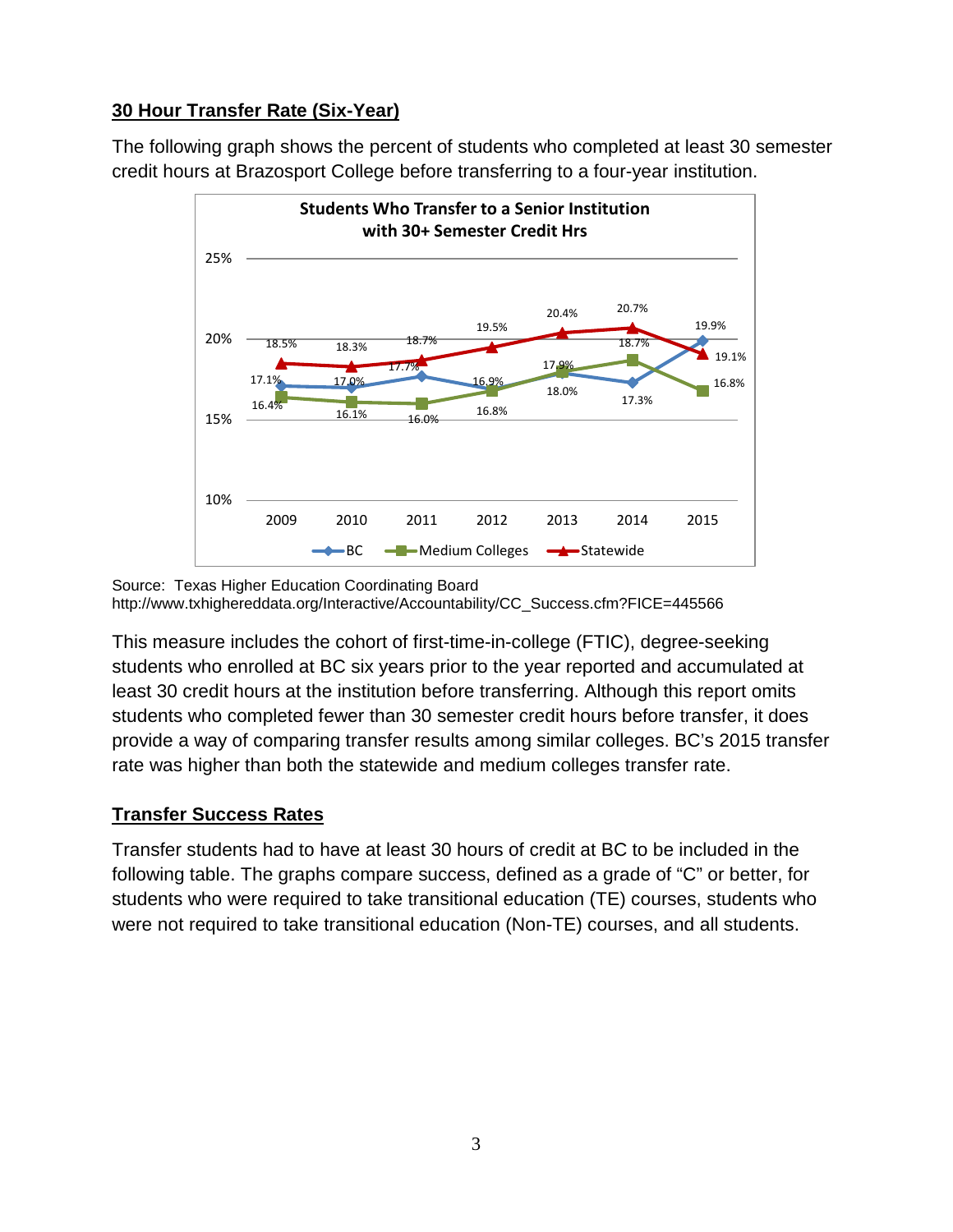## 30 Hour Transfer Rate (Six-Year)

The following graph shows the percent of students who completed at least 30 semester credit hours at Brazosport College before transferring to a four-year institution.

Students Who Transfer to a Senior Institution with 30+ Semester Credit Hrs

25%
20%
15%
10%

2009 2010 2011 2012 2013 2014 2015

18.5% 18.3% 18.7% 19.5% 20.4% 20.7% 19.9% 19.1%

17.1% 17.0% 17.7% 16.9% 17.9% 18.7% 18.0% 17.3% 16.8%

16.4% 16.1% 16.0% 16.8%

BC, Medium Colleges, Statewide

Source: Texas Higher Education Coordinating Board
http://www.txhighereddata.org/Interactive/Accountability/CC_Success.cfm?FICE=445566

This measure includes the cohort of first-time-in-college (FTIC), degree-seeking students who enrolled at BC six years prior to the year reported and accumulated at least 30 credit hours at the institution before transferring. Although this report omits students who completed fewer than 30 semester credit hours before transfer, it does provide a way of comparing transfer results among similar colleges. BC's 2015 transfer rate was higher than both the statewide and medium colleges transfer rate.

## Transfer Success Rates

Transfer students had to have at least 30 hours of credit at BC to be included in the following table. The graphs compare success, defined as a grade of "C" or better, for students who were required to take transitional education (TE) courses, students who were not required to take transitional education (Non-TE) courses, and all students.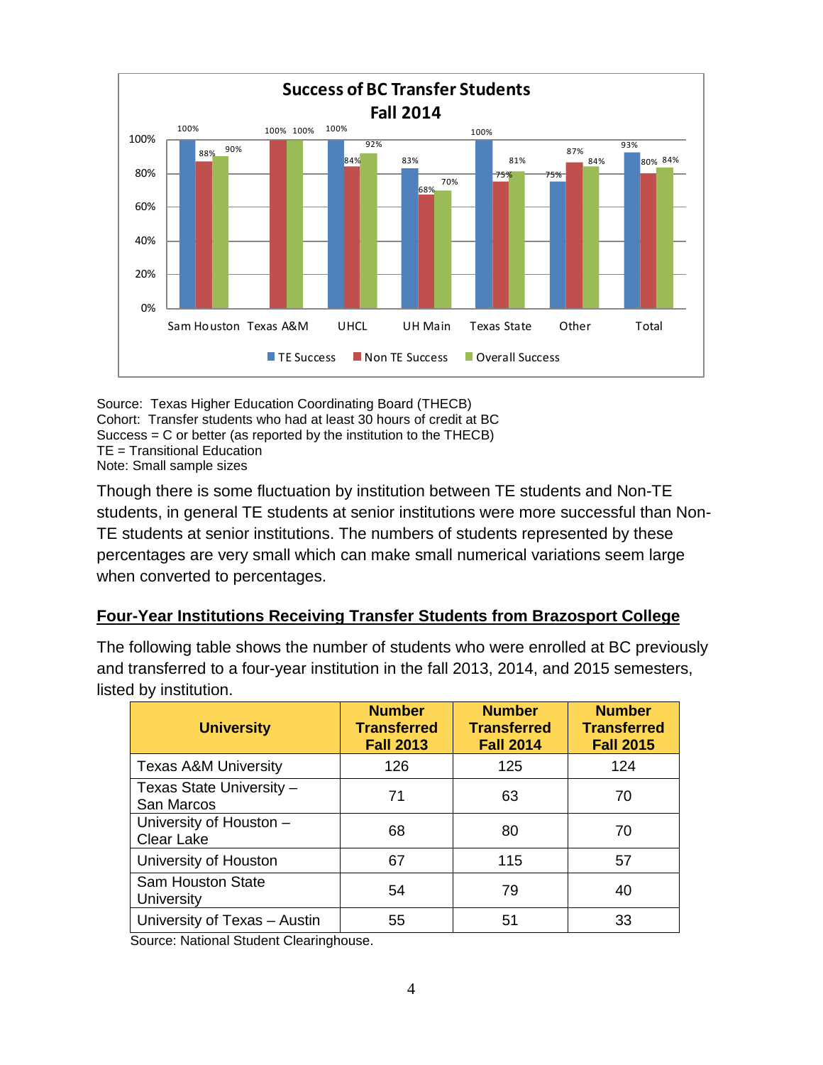Success of BC Transfer Students
Fall 2014

100%
80%
60%
40%
20%
0%

100% 88% 90%
100% 100%
100% 84% 92%
83% 68% 70%
100% 75% 81%
75% 87% 84%
93% 80% 84%

Sam Houston Texas A&M UHCL UH Main Texas State Other Total

TE Success Non TE Success Overall Success

Source: Texas Higher Education Coordinating Board (THECB)
Cohort: Transfer students who had at least 30 hours of credit at BC
Success = C or better (as reported by the institution to the THECB)
TE = Transitional Education
Note: Small sample sizes

Though there is some fluctuation by institution between TE students and Non-TE students, in general TE students at senior institutions were more successful than Non-TE students at senior institutions. The numbers of students represented by these percentages are very small which can make small numerical variations seem large when converted to percentages.

## Four-Year Institutions Receiving Transfer Students from Brazosport College

The following table shows the number of students who were enrolled at BC previously and transferred to a four-year institution in the fall 2013, 2014, and 2015 semesters, listed by institution.

| University | Number Transferred Fall 2013 | Number Transferred Fall 2014 | Number Transferred Fall 2015 |
|---|---|---|---|
| Texas A&M University | 126 | 125 | 124 |
| Texas State University – San Marcos | 71 | 63 | 70 |
| University of Houston – Clear Lake | 68 | 80 | 70 |
| University of Houston | 67 | 115 | 57 |
| Sam Houston State University | 54 | 79 | 40 |
| University of Texas – Austin | 55 | 51 | 33 |

Source: National Student Clearinghouse.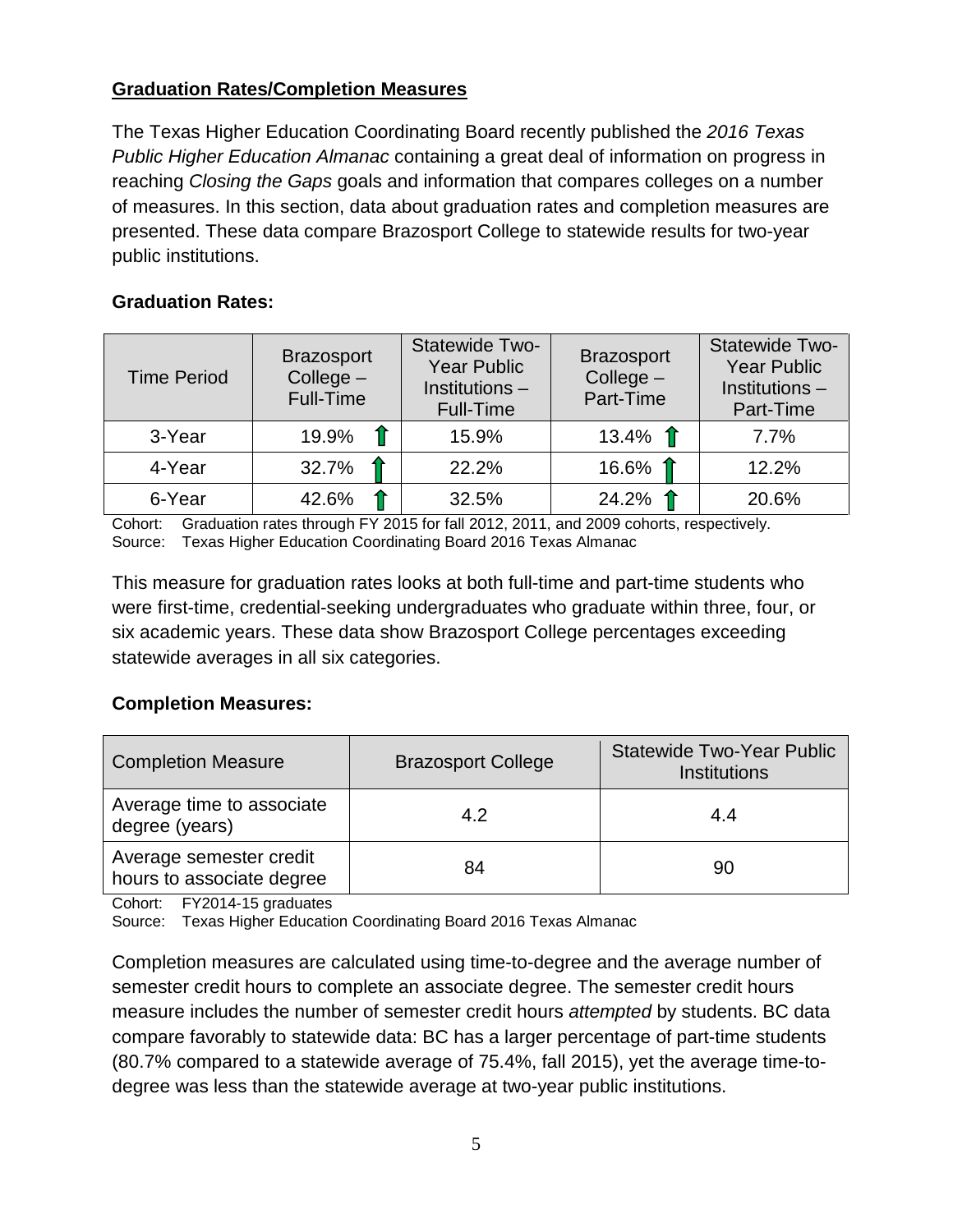## Graduation Rates/Completion Measures

The Texas Higher Education Coordinating Board recently published the *2016 Texas Public Higher Education Almanac* containing a great deal of information on progress in reaching *Closing the Gaps* goals and information that compares colleges on a number of measures. In this section, data about graduation rates and completion measures are presented. These data compare Brazosport College to statewide results for two-year public institutions.

**Graduation Rates:**

| Time Period | Brazosport College – Full-Time | Statewide Two-Year Public Institutions – Full-Time | Brazosport College – Part-Time | Statewide Two-Year Public Institutions – Part-Time |
|---|---|---|---|---|
| 3-Year | 19.9% ↑ | 15.9% | 13.4% ↑ | 7.7% |
| 4-Year | 32.7% ↑ | 22.2% | 16.6% ↑ | 12.2% |
| 6-Year | 42.6% ↑ | 32.5% | 24.2% ↑ | 20.6% |

Cohort: Graduation rates through FY 2015 for fall 2012, 2011, and 2009 cohorts, respectively.
Source: Texas Higher Education Coordinating Board 2016 Texas Almanac

This measure for graduation rates looks at both full-time and part-time students who were first-time, credential-seeking undergraduates who graduate within three, four, or six academic years. These data show Brazosport College percentages exceeding statewide averages in all six categories.

**Completion Measures:**

| Completion Measure | Brazosport College | Statewide Two-Year Public Institutions |
|---|---|---|
| Average time to associate degree (years) | 4.2 | 4.4 |
| Average semester credit hours to associate degree | 84 | 90 |

Cohort: FY2014-15 graduates
Source: Texas Higher Education Coordinating Board 2016 Texas Almanac

Completion measures are calculated using time-to-degree and the average number of semester credit hours to complete an associate degree. The semester credit hours measure includes the number of semester credit hours *attempted* by students. BC data compare favorably to statewide data: BC has a larger percentage of part-time students (80.7% compared to a statewide average of 75.4%, fall 2015), yet the average time-to-degree was less than the statewide average at two-year public institutions.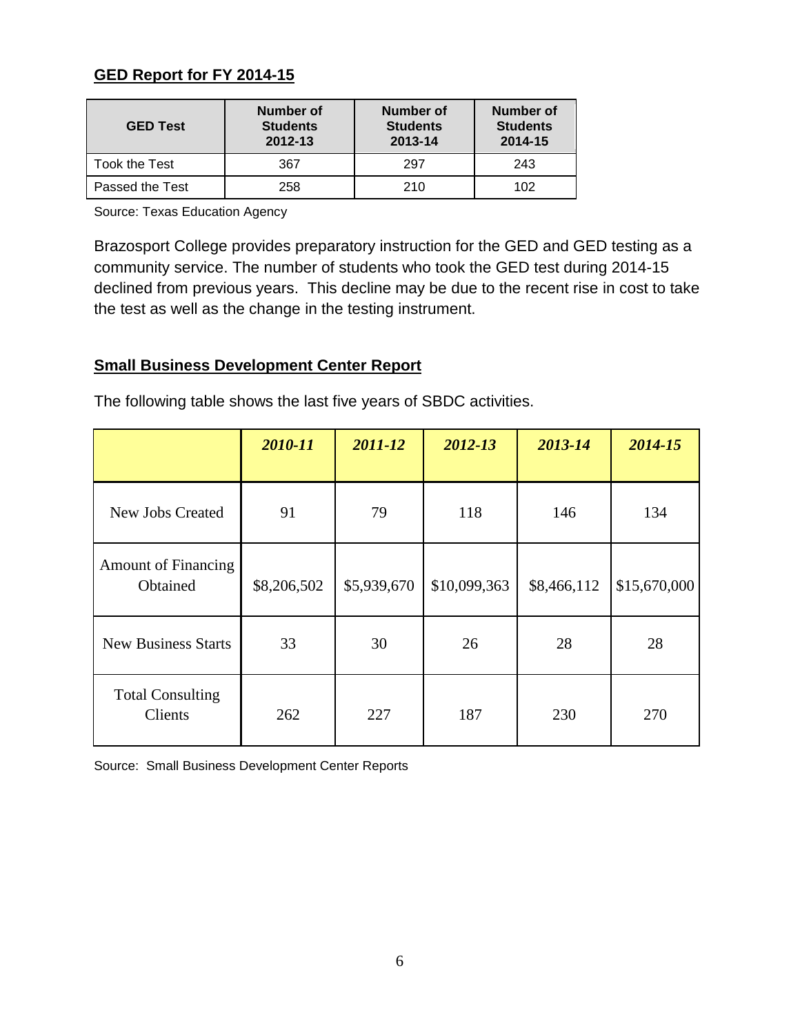## GED Report for FY 2014-15

| GED Test | Number of Students 2012-13 | Number of Students 2013-14 | Number of Students 2014-15 |
|---|---|---|---|
| Took the Test | 367 | 297 | 243 |
| Passed the Test | 258 | 210 | 102 |

Source: Texas Education Agency

Brazosport College provides preparatory instruction for the GED and GED testing as a community service. The number of students who took the GED test during 2014-15 declined from previous years. This decline may be due to the recent rise in cost to take the test as well as the change in the testing instrument.

## Small Business Development Center Report

The following table shows the last five years of SBDC activities.

| | *2010-11* | *2011-12* | *2012-13* | *2013-14* | *2014-15* |
|---|---|---|---|---|---|
| New Jobs Created | 91 | 79 | 118 | 146 | 134 |
| Amount of Financing Obtained | $8,206,502 | $5,939,670 | $10,099,363 | $8,466,112 | $15,670,000 |
| New Business Starts | 33 | 30 | 26 | 28 | 28 |
| Total Consulting Clients | 262 | 227 | 187 | 230 | 270 |

Source: Small Business Development Center Reports